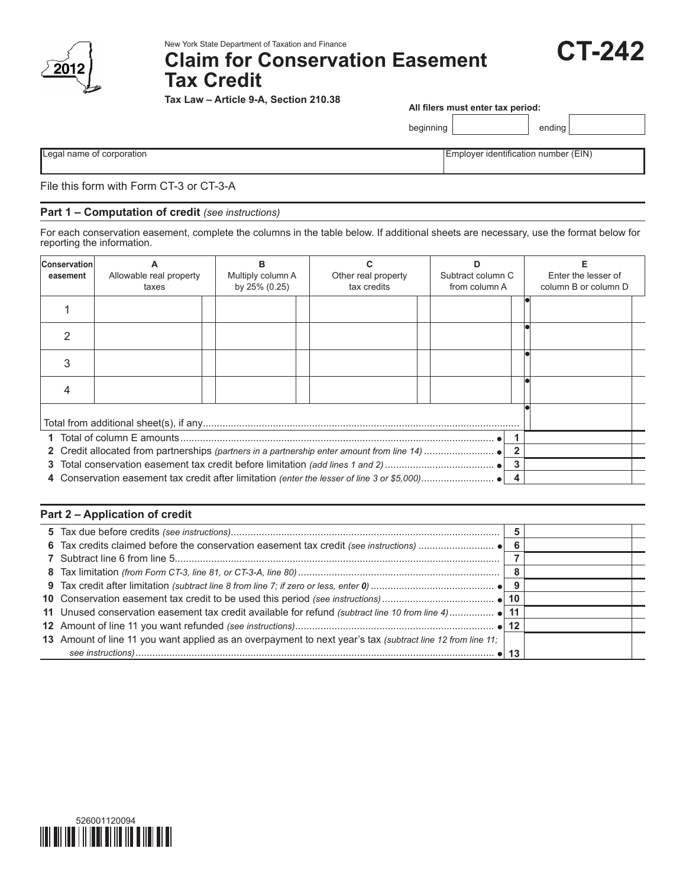New York State Department of Taxation and Finance

# Claim for Conservation Easement Tax Credit

# CT-242

2012

**Tax Law – Article 9-A, Section 210.38**

**All filers must enter tax period:**

beginning ______ ending ______

| Legal name of corporation | Employer identification number (EIN) |
|---|---|
| | |

File this form with Form CT-3 or CT-3-A

## Part 1 – Computation of credit *(see instructions)*

For each conservation easement, complete the columns in the table below. If additional sheets are necessary, use the format below for reporting the information.

| Conservation easement | A Allowable real property taxes | B Multiply column A by 25% (0.25) | C Other real property tax credits | D Subtract column C from column A | E Enter the lesser of column B or column D |
|---|---|---|---|---|---|
| 1 | | | | | |
| 2 | | | | | |
| 3 | | | | | |
| 4 | | | | | |
| Total from additional sheet(s), if any | | | | | |

| Line | Description | Amount |
|---|---|---|
| 1 | Total of column E amounts | |
| 2 | Credit allocated from partnerships *(partners in a partnership enter amount from line 14)* | |
| 3 | Total conservation easement tax credit before limitation *(add lines 1 and 2)* | |
| 4 | Conservation easement tax credit after limitation *(enter the lesser of line 3 or $5,000)* | |

## Part 2 – Application of credit

| Line | Description | Amount |
|---|---|---|
| 5 | Tax due before credits *(see instructions)* | |
| 6 | Tax credits claimed before the conservation easement tax credit *(see instructions)* | |
| 7 | Subtract line 6 from line 5 | |
| 8 | Tax limitation *(from Form CT-3, line 81, or CT-3-A, line 80)* | |
| 9 | Tax credit after limitation *(subtract line 8 from line 7; if zero or less, enter **0**)* | |
| 10 | Conservation easement tax credit to be used this period *(see instructions)* | |
| 11 | Unused conservation easement tax credit available for refund *(subtract line 10 from line 4)* | |
| 12 | Amount of line 11 you want refunded *(see instructions)* | |
| 13 | Amount of line 11 you want applied as an overpayment to next year's tax *(subtract line 12 from line 11; see instructions)* | |

526001120094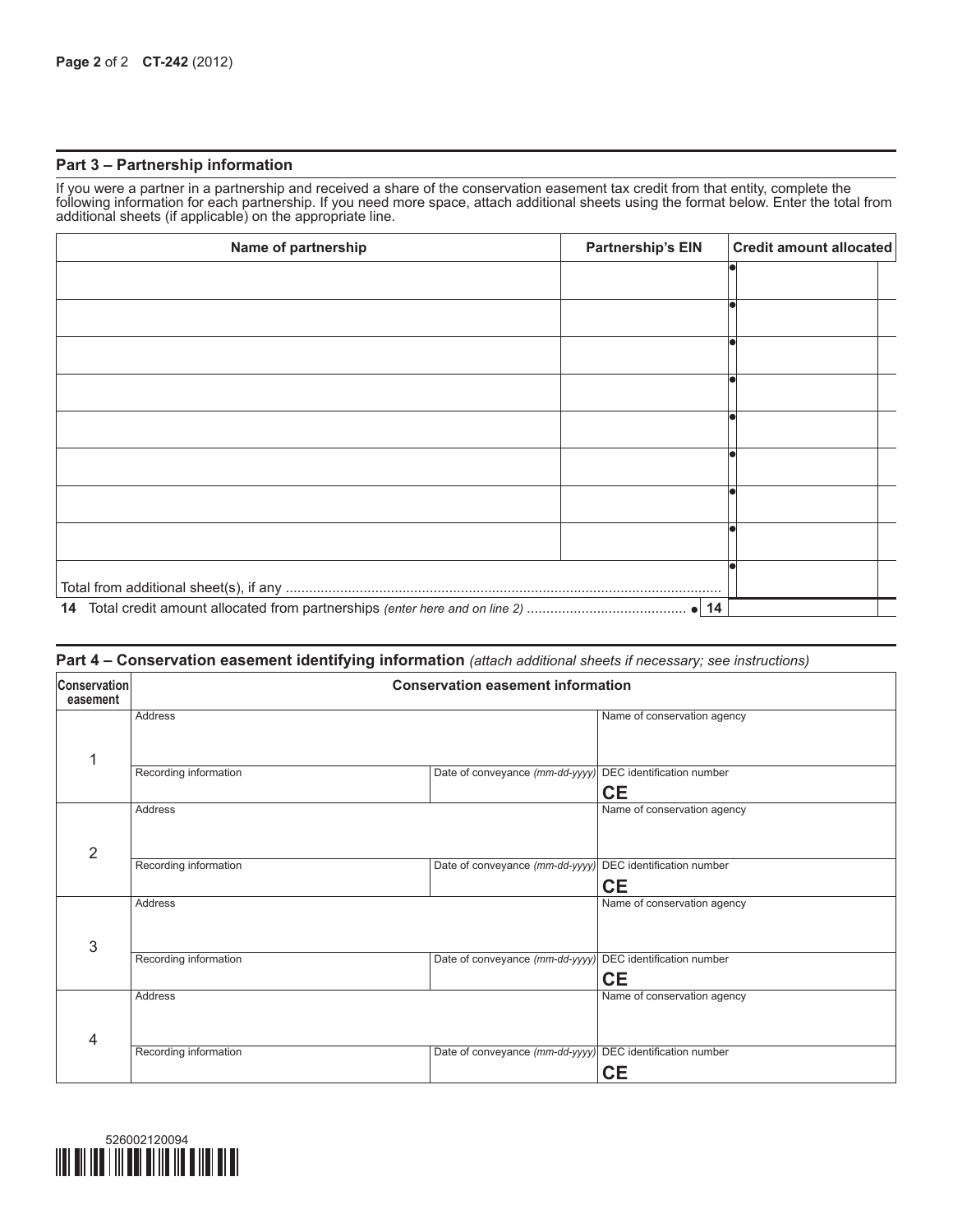## Part 3 – Partnership information

If you were a partner in a partnership and received a share of the conservation easement tax credit from that entity, complete the following information for each partnership. If you need more space, attach additional sheets using the format below. Enter the total from additional sheets (if applicable) on the appropriate line.

| Name of partnership | Partnership's EIN | Credit amount allocated |
|---|---|---|
| | | • |
| | | • |
| | | • |
| | | • |
| | | • |
| | | • |
| | | • |
| | | • |
| Total from additional sheet(s), if any | | • |
| **14** Total credit amount allocated from partnerships *(enter here and on line 2)* | • **14** | |

## Part 4 – Conservation easement identifying information *(attach additional sheets if necessary; see instructions)*

| Conservation easement | Conservation easement information | | |
|---|---|---|---|
| 1 | Address | | Name of conservation agency |
| | Recording information | Date of conveyance *(mm-dd-yyyy)* | DEC identification number **CE** |
| 2 | Address | | Name of conservation agency |
| | Recording information | Date of conveyance *(mm-dd-yyyy)* | DEC identification number **CE** |
| 3 | Address | | Name of conservation agency |
| | Recording information | Date of conveyance *(mm-dd-yyyy)* | DEC identification number **CE** |
| 4 | Address | | Name of conservation agency |
| | Recording information | Date of conveyance *(mm-dd-yyyy)* | DEC identification number **CE** |

526002120094